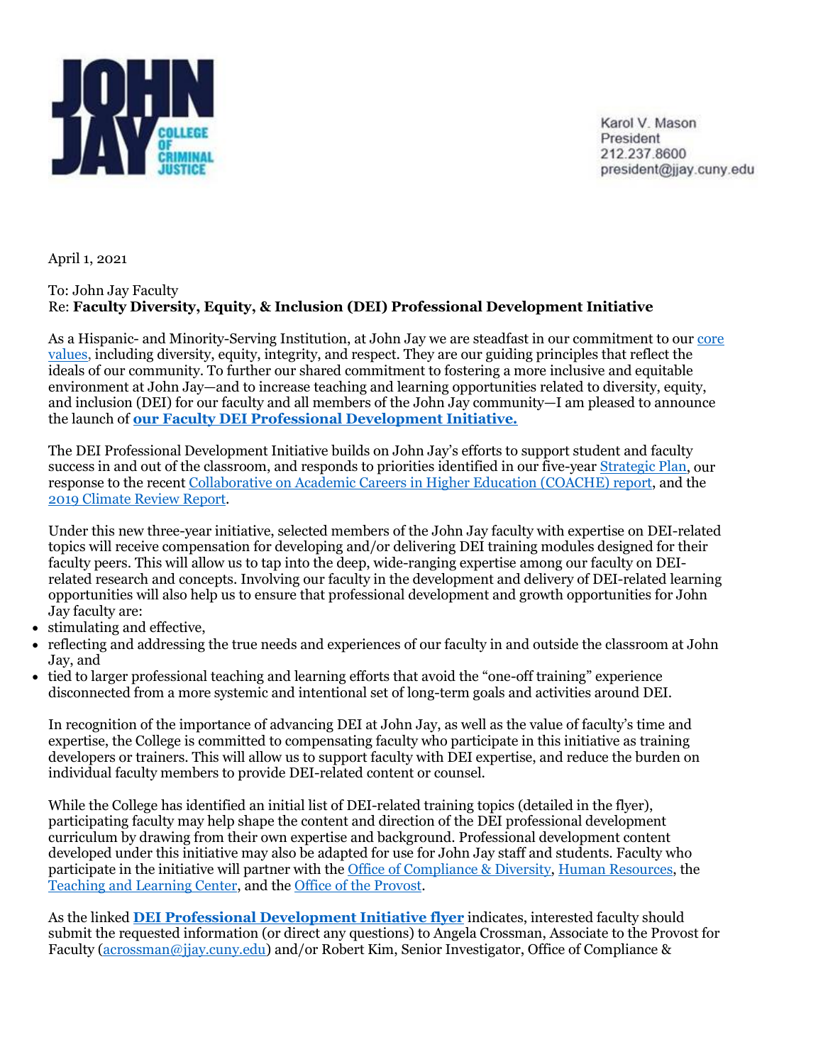JOHN JAY COLLEGE OF CRIMINAL JUSTICE

Karol V. Mason
President
212.237.8600
president@jjay.cuny.edu

April 1, 2021

To: John Jay Faculty
Re: **Faculty Diversity, Equity, & Inclusion (DEI) Professional Development Initiative**

As a Hispanic- and Minority-Serving Institution, at John Jay we are steadfast in our commitment to our core values, including diversity, equity, integrity, and respect. They are our guiding principles that reflect the ideals of our community. To further our shared commitment to fostering a more inclusive and equitable environment at John Jay—and to increase teaching and learning opportunities related to diversity, equity, and inclusion (DEI) for our faculty and all members of the John Jay community—I am pleased to announce the launch of **our Faculty DEI Professional Development Initiative.**

The DEI Professional Development Initiative builds on John Jay's efforts to support student and faculty success in and out of the classroom, and responds to priorities identified in our five-year Strategic Plan, our response to the recent Collaborative on Academic Careers in Higher Education (COACHE) report, and the 2019 Climate Review Report.

Under this new three-year initiative, selected members of the John Jay faculty with expertise on DEI-related topics will receive compensation for developing and/or delivering DEI training modules designed for their faculty peers. This will allow us to tap into the deep, wide-ranging expertise among our faculty on DEI-related research and concepts. Involving our faculty in the development and delivery of DEI-related learning opportunities will also help us to ensure that professional development and growth opportunities for John Jay faculty are:

- stimulating and effective,
- reflecting and addressing the true needs and experiences of our faculty in and outside the classroom at John Jay, and
- tied to larger professional teaching and learning efforts that avoid the "one-off training" experience disconnected from a more systemic and intentional set of long-term goals and activities around DEI.

In recognition of the importance of advancing DEI at John Jay, as well as the value of faculty's time and expertise, the College is committed to compensating faculty who participate in this initiative as training developers or trainers. This will allow us to support faculty with DEI expertise, and reduce the burden on individual faculty members to provide DEI-related content or counsel.

While the College has identified an initial list of DEI-related training topics (detailed in the flyer), participating faculty may help shape the content and direction of the DEI professional development curriculum by drawing from their own expertise and background. Professional development content developed under this initiative may also be adapted for use for John Jay staff and students. Faculty who participate in the initiative will partner with the Office of Compliance & Diversity, Human Resources, the Teaching and Learning Center, and the Office of the Provost.

As the linked **DEI Professional Development Initiative flyer** indicates, interested faculty should submit the requested information (or direct any questions) to Angela Crossman, Associate to the Provost for Faculty (acrossman@jjay.cuny.edu) and/or Robert Kim, Senior Investigator, Office of Compliance &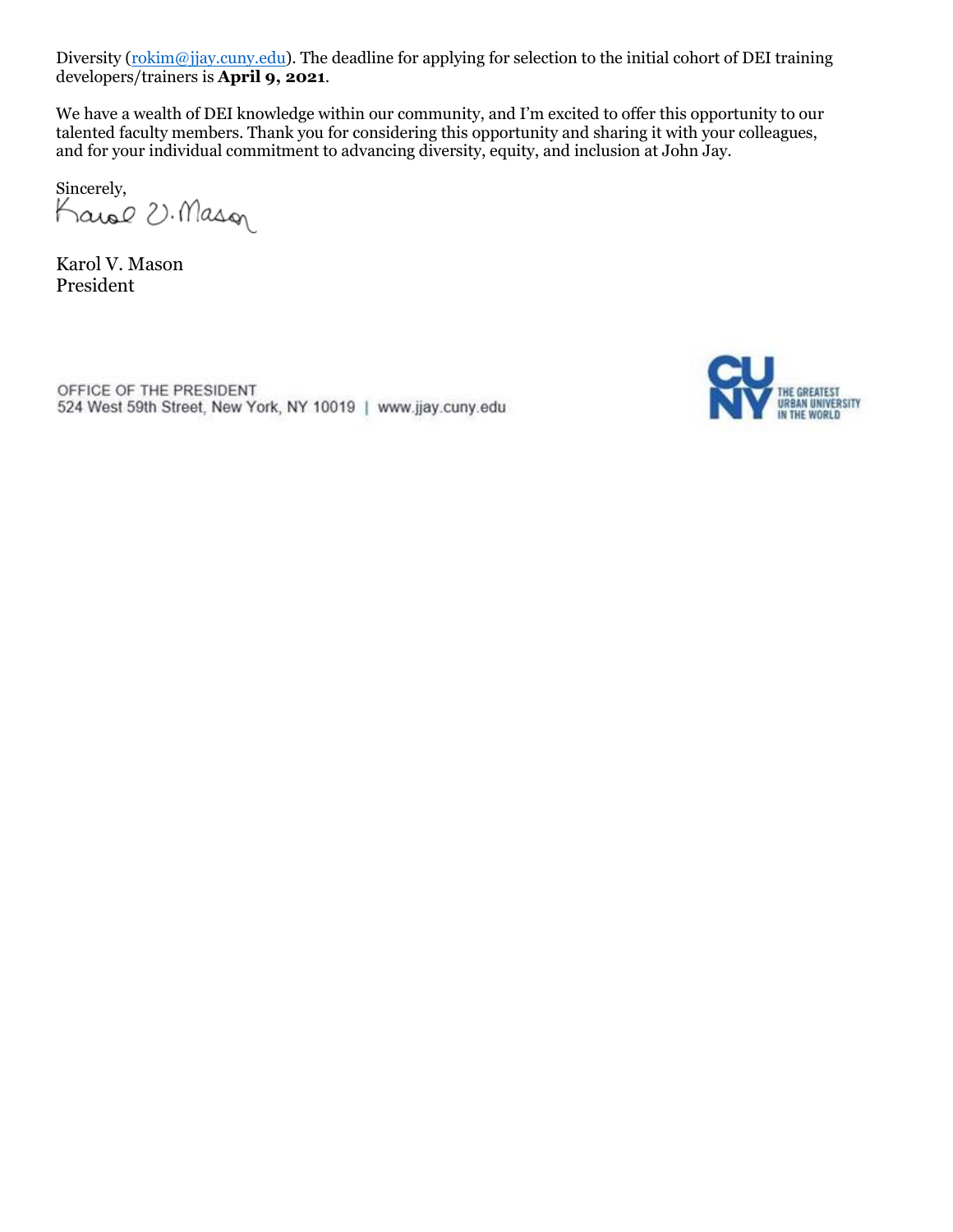Diversity ([rokim@jjay.cuny.edu](mailto:rokim@jjay.cuny.edu)). The deadline for applying for selection to the initial cohort of DEI training developers/trainers is **April 9, 2021**.

We have a wealth of DEI knowledge within our community, and I'm excited to offer this opportunity to our talented faculty members. Thank you for considering this opportunity and sharing it with your colleagues, and for your individual commitment to advancing diversity, equity, and inclusion at John Jay.

Sincerely,

Karol V. Mason
President

OFFICE OF THE PRESIDENT
524 West 59th Street, New York, NY 10019 | www.jjay.cuny.edu

CUNY THE GREATEST URBAN UNIVERSITY IN THE WORLD